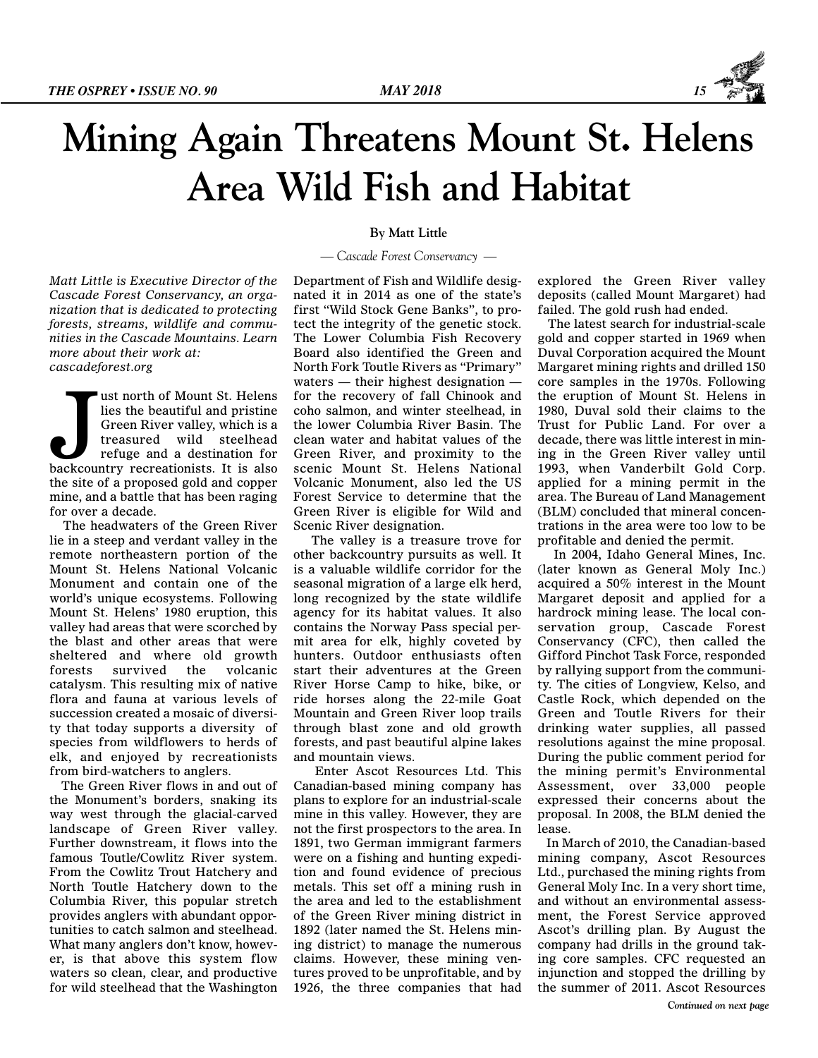# Mining Again Threatens Mount St. Helens Area Wild Fish and Habitat

**By Matt Little**

*— Cascade Forest Conservancy —*

*Matt Little is Executive Director of the Cascade Forest Conservancy, an organization that is dedicated to protecting forests, streams, wildlife and communities in the Cascade Mountains. Learn more about their work at: cascadeforest.org*

Just north of Mount St. Helens lies the beautiful and pristine Green River valley, which is a treasured wild steelhead refuge and a destination for backcountry recreationists. It is also the site of a proposed gold and copper mine, and a battle that has been raging for over a decade.

The headwaters of the Green River lie in a steep and verdant valley in the remote northeastern portion of the Mount St. Helens National Volcanic Monument and contain one of the world's unique ecosystems. Following Mount St. Helens' 1980 eruption, this valley had areas that were scorched by the blast and other areas that were sheltered and where old growth forests survived the volcanic catalysm. This resulting mix of native flora and fauna at various levels of succession created a mosaic of diversity that today supports a diversity of species from wildflowers to herds of elk, and enjoyed by recreationists from bird-watchers to anglers.

The Green River flows in and out of the Monument's borders, snaking its way west through the glacial-carved landscape of Green River valley. Further downstream, it flows into the famous Toutle/Cowlitz River system. From the Cowlitz Trout Hatchery and North Toutle Hatchery down to the Columbia River, this popular stretch provides anglers with abundant opportunities to catch salmon and steelhead. What many anglers don't know, however, is that above this system flow waters so clean, clear, and productive for wild steelhead that the Washington Department of Fish and Wildlife designated it in 2014 as one of the state's first "Wild Stock Gene Banks", to protect the integrity of the genetic stock. The Lower Columbia Fish Recovery Board also identified the Green and North Fork Toutle Rivers as "Primary" waters — their highest designation — for the recovery of fall Chinook and coho salmon, and winter steelhead, in the lower Columbia River Basin. The clean water and habitat values of the Green River, and proximity to the scenic Mount St. Helens National Volcanic Monument, also led the US Forest Service to determine that the Green River is eligible for Wild and Scenic River designation.

The valley is a treasure trove for other backcountry pursuits as well. It is a valuable wildlife corridor for the seasonal migration of a large elk herd, long recognized by the state wildlife agency for its habitat values. It also contains the Norway Pass special permit area for elk, highly coveted by hunters. Outdoor enthusiasts often start their adventures at the Green River Horse Camp to hike, bike, or ride horses along the 22-mile Goat Mountain and Green River loop trails through blast zone and old growth forests, and past beautiful alpine lakes and mountain views.

Enter Ascot Resources Ltd. This Canadian-based mining company has plans to explore for an industrial-scale mine in this valley. However, they are not the first prospectors to the area. In 1891, two German immigrant farmers were on a fishing and hunting expedition and found evidence of precious metals. This set off a mining rush in the area and led to the establishment of the Green River mining district in 1892 (later named the St. Helens mining district) to manage the numerous claims. However, these mining ventures proved to be unprofitable, and by 1926, the three companies that had explored the Green River valley deposits (called Mount Margaret) had failed. The gold rush had ended.

The latest search for industrial-scale gold and copper started in 1969 when Duval Corporation acquired the Mount Margaret mining rights and drilled 150 core samples in the 1970s. Following the eruption of Mount St. Helens in 1980, Duval sold their claims to the Trust for Public Land. For over a decade, there was little interest in mining in the Green River valley until 1993, when Vanderbilt Gold Corp. applied for a mining permit in the area. The Bureau of Land Management (BLM) concluded that mineral concentrations in the area were too low to be profitable and denied the permit.

In 2004, Idaho General Mines, Inc. (later known as General Moly Inc.) acquired a 50% interest in the Mount Margaret deposit and applied for a hardrock mining lease. The local conservation group, Cascade Forest Conservancy (CFC), then called the Gifford Pinchot Task Force, responded by rallying support from the community. The cities of Longview, Kelso, and Castle Rock, which depended on the Green and Toutle Rivers for their drinking water supplies, all passed resolutions against the mine proposal. During the public comment period for the mining permit's Environmental Assessment, over 33,000 people expressed their concerns about the proposal. In 2008, the BLM denied the lease.

In March of 2010, the Canadian-based mining company, Ascot Resources Ltd., purchased the mining rights from General Moly Inc. In a very short time, and without an environmental assessment, the Forest Service approved Ascot's drilling plan. By August the company had drills in the ground taking core samples. CFC requested an injunction and stopped the drilling by the summer of 2011. Ascot Resources

*Continued on next page*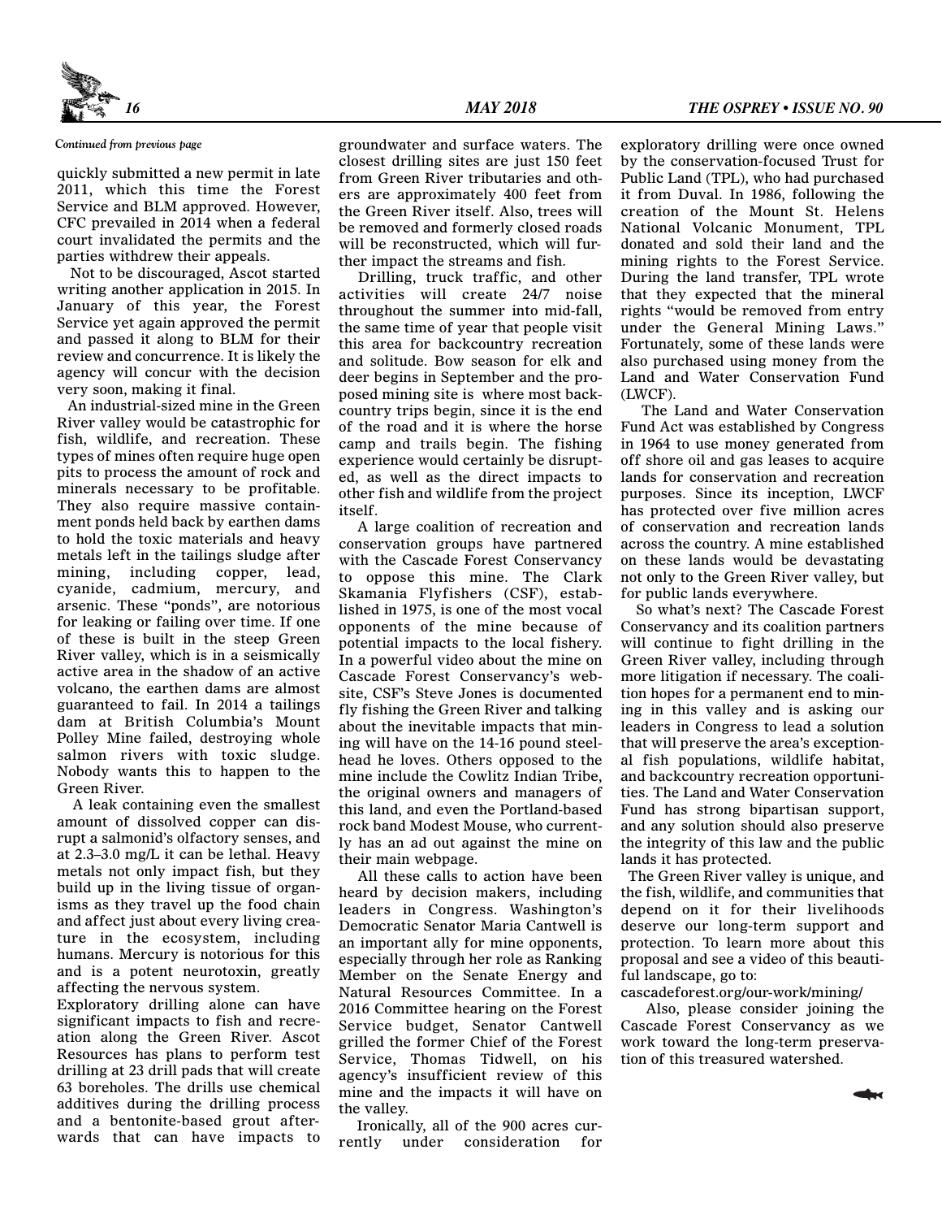*Continued from previous page*

quickly submitted a new permit in late 2011, which this time the Forest Service and BLM approved. However, CFC prevailed in 2014 when a federal court invalidated the permits and the parties withdrew their appeals.

Not to be discouraged, Ascot started writing another application in 2015. In January of this year, the Forest Service yet again approved the permit and passed it along to BLM for their review and concurrence. It is likely the agency will concur with the decision very soon, making it final.

An industrial-sized mine in the Green River valley would be catastrophic for fish, wildlife, and recreation. These types of mines often require huge open pits to process the amount of rock and minerals necessary to be profitable. They also require massive containment ponds held back by earthen dams to hold the toxic materials and heavy metals left in the tailings sludge after mining, including copper, lead, cyanide, cadmium, mercury, and arsenic. These "ponds", are notorious for leaking or failing over time. If one of these is built in the steep Green River valley, which is in a seismically active area in the shadow of an active volcano, the earthen dams are almost guaranteed to fail. In 2014 a tailings dam at British Columbia's Mount Polley Mine failed, destroying whole salmon rivers with toxic sludge. Nobody wants this to happen to the Green River.

A leak containing even the smallest amount of dissolved copper can disrupt a salmonid's olfactory senses, and at 2.3–3.0 mg/L it can be lethal. Heavy metals not only impact fish, but they build up in the living tissue of organisms as they travel up the food chain and affect just about every living creature in the ecosystem, including humans. Mercury is notorious for this and is a potent neurotoxin, greatly affecting the nervous system.

Exploratory drilling alone can have significant impacts to fish and recreation along the Green River. Ascot Resources has plans to perform test drilling at 23 drill pads that will create 63 boreholes. The drills use chemical additives during the drilling process and a bentonite-based grout afterwards that can have impacts to groundwater and surface waters. The closest drilling sites are just 150 feet from Green River tributaries and others are approximately 400 feet from the Green River itself. Also, trees will be removed and formerly closed roads will be reconstructed, which will further impact the streams and fish.

Drilling, truck traffic, and other activities will create 24/7 noise throughout the summer into mid-fall, the same time of year that people visit this area for backcountry recreation and solitude. Bow season for elk and deer begins in September and the proposed mining site is where most backcountry trips begin, since it is the end of the road and it is where the horse camp and trails begin. The fishing experience would certainly be disrupted, as well as the direct impacts to other fish and wildlife from the project itself.

A large coalition of recreation and conservation groups have partnered with the Cascade Forest Conservancy to oppose this mine. The Clark Skamania Flyfishers (CSF), established in 1975, is one of the most vocal opponents of the mine because of potential impacts to the local fishery. In a powerful video about the mine on Cascade Forest Conservancy's website, CSF's Steve Jones is documented fly fishing the Green River and talking about the inevitable impacts that mining will have on the 14-16 pound steelhead he loves. Others opposed to the mine include the Cowlitz Indian Tribe, the original owners and managers of this land, and even the Portland-based rock band Modest Mouse, who currently has an ad out against the mine on their main webpage.

All these calls to action have been heard by decision makers, including leaders in Congress. Washington's Democratic Senator Maria Cantwell is an important ally for mine opponents, especially through her role as Ranking Member on the Senate Energy and Natural Resources Committee. In a 2016 Committee hearing on the Forest Service budget, Senator Cantwell grilled the former Chief of the Forest Service, Thomas Tidwell, on his agency's insufficient review of this mine and the impacts it will have on the valley.

Ironically, all of the 900 acres currently under consideration for exploratory drilling were once owned by the conservation-focused Trust for Public Land (TPL), who had purchased it from Duval. In 1986, following the creation of the Mount St. Helens National Volcanic Monument, TPL donated and sold their land and the mining rights to the Forest Service. During the land transfer, TPL wrote that they expected that the mineral rights "would be removed from entry under the General Mining Laws." Fortunately, some of these lands were also purchased using money from the Land and Water Conservation Fund (LWCF).

The Land and Water Conservation Fund Act was established by Congress in 1964 to use money generated from off shore oil and gas leases to acquire lands for conservation and recreation purposes. Since its inception, LWCF has protected over five million acres of conservation and recreation lands across the country. A mine established on these lands would be devastating not only to the Green River valley, but for public lands everywhere.

So what's next? The Cascade Forest Conservancy and its coalition partners will continue to fight drilling in the Green River valley, including through more litigation if necessary. The coalition hopes for a permanent end to mining in this valley and is asking our leaders in Congress to lead a solution that will preserve the area's exceptional fish populations, wildlife habitat, and backcountry recreation opportunities. The Land and Water Conservation Fund has strong bipartisan support, and any solution should also preserve the integrity of this law and the public lands it has protected.

The Green River valley is unique, and the fish, wildlife, and communities that depend on it for their livelihoods deserve our long-term support and protection. To learn more about this proposal and see a video of this beautiful landscape, go to:
cascadeforest.org/our-work/mining/

Also, please consider joining the Cascade Forest Conservancy as we work toward the long-term preservation of this treasured watershed.